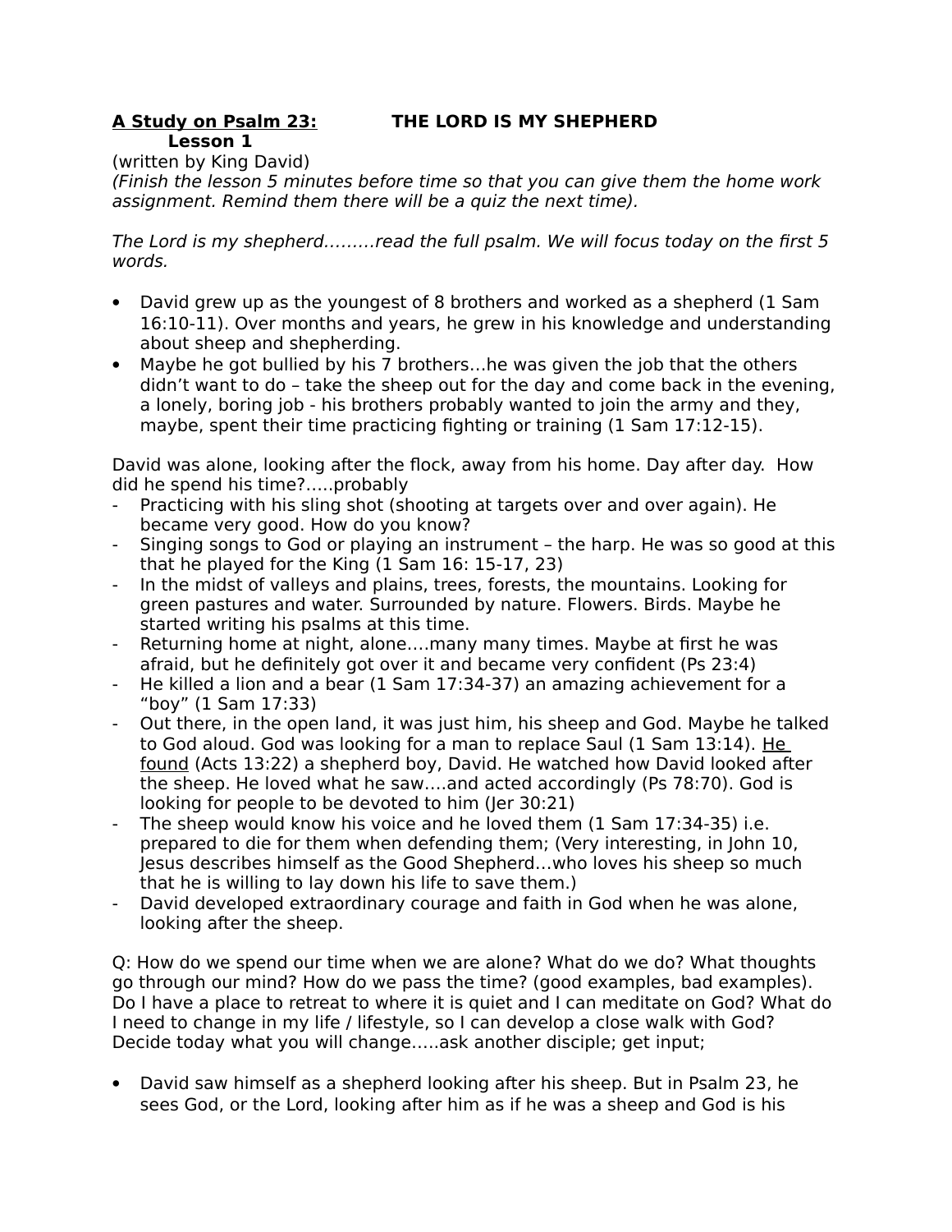**<u>A Study on Psalm 23:</u>** **THE LORD IS MY SHEPHERD**
**Lesson 1**

(written by King David)

*(Finish the lesson 5 minutes before time so that you can give them the home work assignment. Remind them there will be a quiz the next time).*

*The Lord is my shepherd………read the full psalm. We will focus today on the first 5 words.*

- David grew up as the youngest of 8 brothers and worked as a shepherd (1 Sam 16:10-11). Over months and years, he grew in his knowledge and understanding about sheep and shepherding.
- Maybe he got bullied by his 7 brothers…he was given the job that the others didn't want to do – take the sheep out for the day and come back in the evening, a lonely, boring job - his brothers probably wanted to join the army and they, maybe, spent their time practicing fighting or training (1 Sam 17:12-15).

David was alone, looking after the flock, away from his home. Day after day. How did he spend his time?…..probably

- Practicing with his sling shot (shooting at targets over and over again). He became very good. How do you know?
- Singing songs to God or playing an instrument – the harp. He was so good at this that he played for the King (1 Sam 16: 15-17, 23)
- In the midst of valleys and plains, trees, forests, the mountains. Looking for green pastures and water. Surrounded by nature. Flowers. Birds. Maybe he started writing his psalms at this time.
- Returning home at night, alone….many many times. Maybe at first he was afraid, but he definitely got over it and became very confident (Ps 23:4)
- He killed a lion and a bear (1 Sam 17:34-37) an amazing achievement for a "boy" (1 Sam 17:33)
- Out there, in the open land, it was just him, his sheep and God. Maybe he talked to God aloud. God was looking for a man to replace Saul (1 Sam 13:14). <u>He found</u> (Acts 13:22) a shepherd boy, David. He watched how David looked after the sheep. He loved what he saw….and acted accordingly (Ps 78:70). God is looking for people to be devoted to him (Jer 30:21)
- The sheep would know his voice and he loved them (1 Sam 17:34-35) i.e. prepared to die for them when defending them; (Very interesting, in John 10, Jesus describes himself as the Good Shepherd…who loves his sheep so much that he is willing to lay down his life to save them.)
- David developed extraordinary courage and faith in God when he was alone, looking after the sheep.

Q: How do we spend our time when we are alone? What do we do? What thoughts go through our mind? How do we pass the time? (good examples, bad examples). Do I have a place to retreat to where it is quiet and I can meditate on God? What do I need to change in my life / lifestyle, so I can develop a close walk with God? Decide today what you will change…..ask another disciple; get input;

- David saw himself as a shepherd looking after his sheep. But in Psalm 23, he sees God, or the Lord, looking after him as if he was a sheep and God is his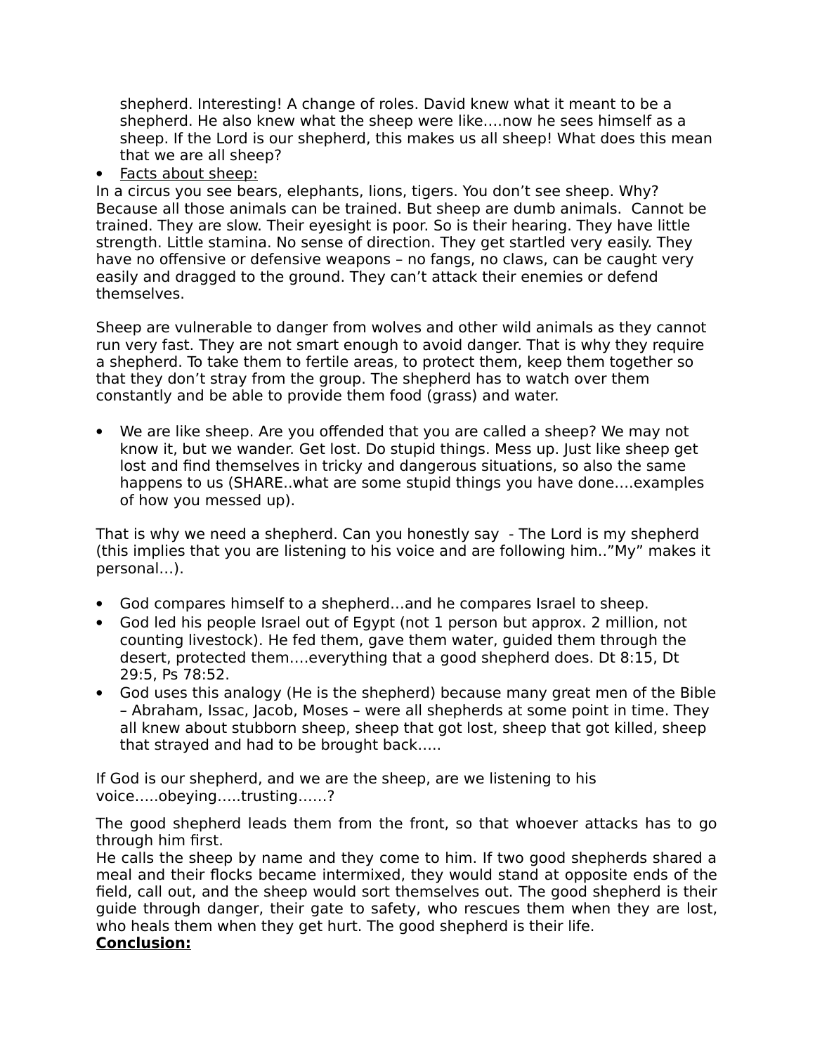shepherd. Interesting! A change of roles. David knew what it meant to be a shepherd. He also knew what the sheep were like….now he sees himself as a sheep. If the Lord is our shepherd, this makes us all sheep! What does this mean that we are all sheep?

- <u>Facts about sheep:</u>

In a circus you see bears, elephants, lions, tigers. You don't see sheep. Why? Because all those animals can be trained. But sheep are dumb animals.  Cannot be trained. They are slow. Their eyesight is poor. So is their hearing. They have little strength. Little stamina. No sense of direction. They get startled very easily. They have no offensive or defensive weapons – no fangs, no claws, can be caught very easily and dragged to the ground. They can't attack their enemies or defend themselves.

Sheep are vulnerable to danger from wolves and other wild animals as they cannot run very fast. They are not smart enough to avoid danger. That is why they require a shepherd. To take them to fertile areas, to protect them, keep them together so that they don't stray from the group. The shepherd has to watch over them constantly and be able to provide them food (grass) and water.

- We are like sheep. Are you offended that you are called a sheep? We may not know it, but we wander. Get lost. Do stupid things. Mess up. Just like sheep get lost and find themselves in tricky and dangerous situations, so also the same happens to us (SHARE..what are some stupid things you have done….examples of how you messed up).

That is why we need a shepherd. Can you honestly say  - The Lord is my shepherd (this implies that you are listening to his voice and are following him..”My” makes it personal…).

- God compares himself to a shepherd…and he compares Israel to sheep.
- God led his people Israel out of Egypt (not 1 person but approx. 2 million, not counting livestock). He fed them, gave them water, guided them through the desert, protected them….everything that a good shepherd does. Dt 8:15, Dt 29:5, Ps 78:52.
- God uses this analogy (He is the shepherd) because many great men of the Bible – Abraham, Issac, Jacob, Moses – were all shepherds at some point in time. They all knew about stubborn sheep, sheep that got lost, sheep that got killed, sheep that strayed and had to be brought back…..

If God is our shepherd, and we are the sheep, are we listening to his voice…..obeying…..trusting……?

The good shepherd leads them from the front, so that whoever attacks has to go through him first.

He calls the sheep by name and they come to him. If two good shepherds shared a meal and their flocks became intermixed, they would stand at opposite ends of the field, call out, and the sheep would sort themselves out. The good shepherd is their guide through danger, their gate to safety, who rescues them when they are lost, who heals them when they get hurt. The good shepherd is their life.

**<u>Conclusion:</u>**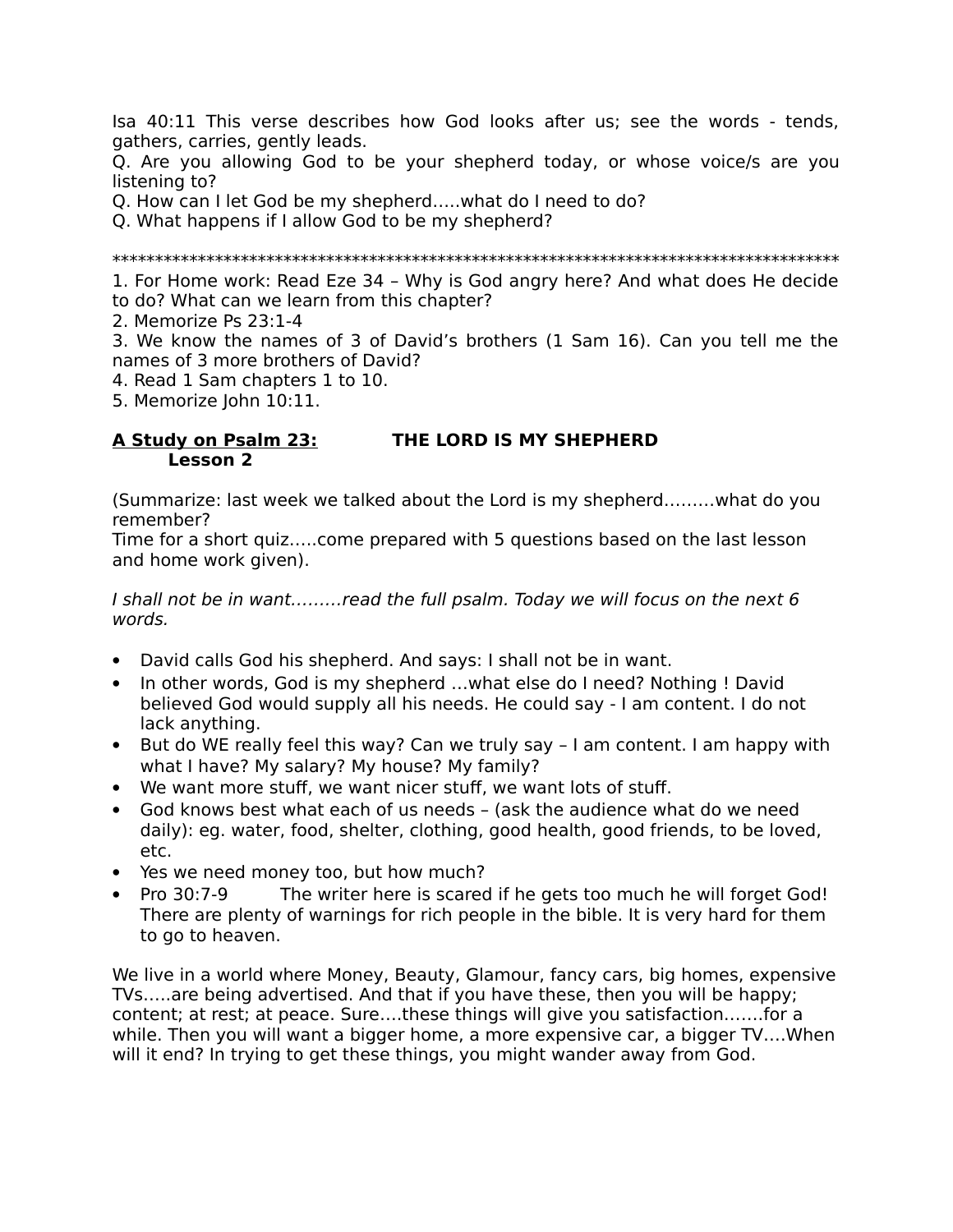Isa 40:11 This verse describes how God looks after us; see the words - tends, gathers, carries, gently leads.

Q. Are you allowing God to be your shepherd today, or whose voice/s are you listening to?

Q. How can I let God be my shepherd…..what do I need to do?

Q. What happens if I allow God to be my shepherd?

*****************************************************************************************

1. For Home work: Read Eze 34 – Why is God angry here? And what does He decide to do? What can we learn from this chapter?
2. Memorize Ps 23:1-4
3. We know the names of 3 of David's brothers (1 Sam 16). Can you tell me the names of 3 more brothers of David?
4. Read 1 Sam chapters 1 to 10.
5. Memorize John 10:11.

**<u>A Study on Psalm 23:</u>** **THE LORD IS MY SHEPHERD**
**Lesson 2**

(Summarize: last week we talked about the Lord is my shepherd………what do you remember?
Time for a short quiz…..come prepared with 5 questions based on the last lesson and home work given).

*I shall not be in want………read the full psalm. Today we will focus on the next 6 words.*

- David calls God his shepherd. And says: I shall not be in want.
- In other words, God is my shepherd …what else do I need? Nothing ! David believed God would supply all his needs. He could say - I am content. I do not lack anything.
- But do WE really feel this way? Can we truly say – I am content. I am happy with what I have? My salary? My house? My family?
- We want more stuff, we want nicer stuff, we want lots of stuff.
- God knows best what each of us needs – (ask the audience what do we need daily): eg. water, food, shelter, clothing, good health, good friends, to be loved, etc.
- Yes we need money too, but how much?
- Pro 30:7-9 The writer here is scared if he gets too much he will forget God! There are plenty of warnings for rich people in the bible. It is very hard for them to go to heaven.

We live in a world where Money, Beauty, Glamour, fancy cars, big homes, expensive TVs…..are being advertised. And that if you have these, then you will be happy; content; at rest; at peace. Sure….these things will give you satisfaction…….for a while. Then you will want a bigger home, a more expensive car, a bigger TV….When will it end? In trying to get these things, you might wander away from God.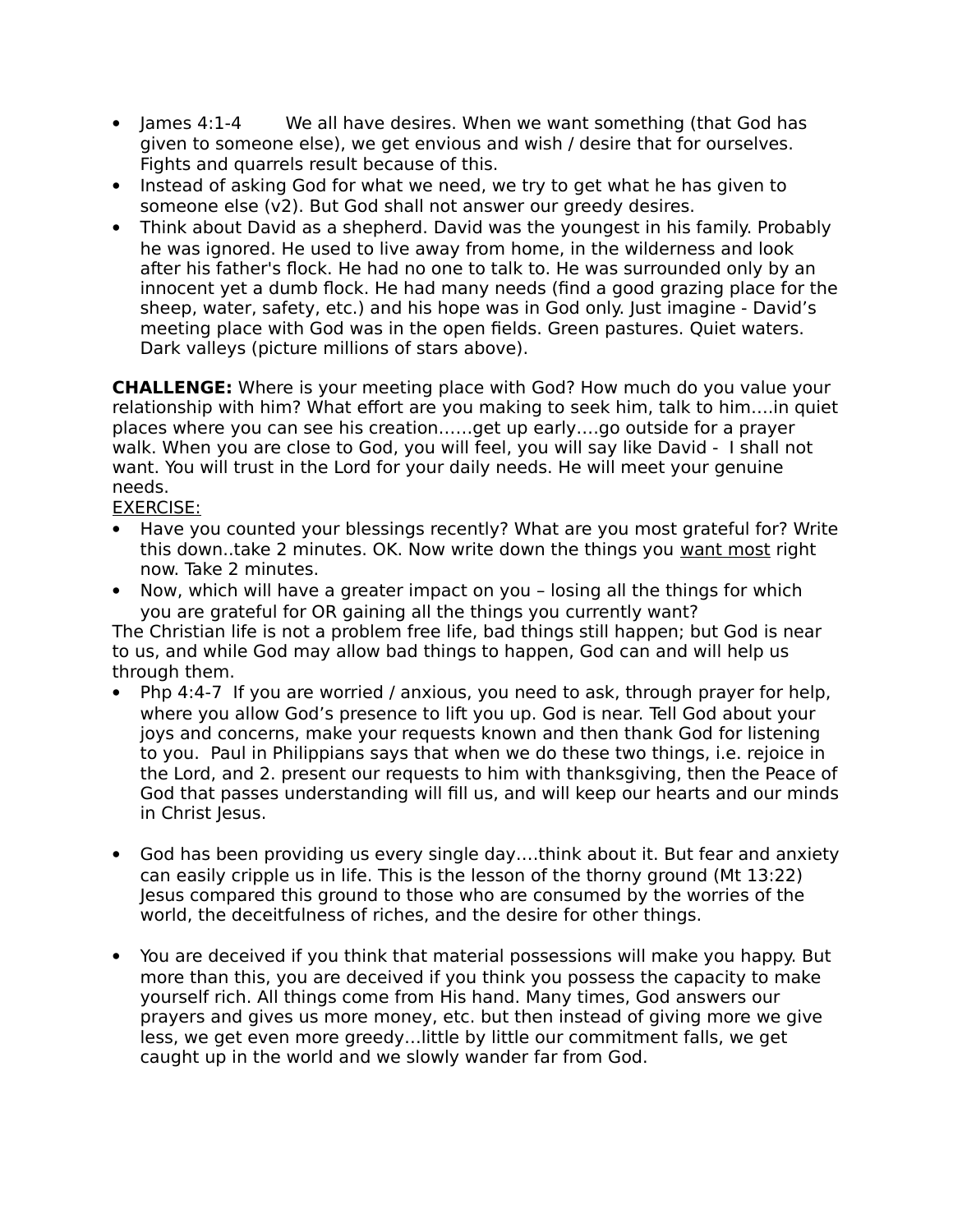- James 4:1-4 We all have desires. When we want something (that God has given to someone else), we get envious and wish / desire that for ourselves. Fights and quarrels result because of this.
- Instead of asking God for what we need, we try to get what he has given to someone else (v2). But God shall not answer our greedy desires.
- Think about David as a shepherd. David was the youngest in his family. Probably he was ignored. He used to live away from home, in the wilderness and look after his father's flock. He had no one to talk to. He was surrounded only by an innocent yet a dumb flock. He had many needs (find a good grazing place for the sheep, water, safety, etc.) and his hope was in God only. Just imagine - David's meeting place with God was in the open fields. Green pastures. Quiet waters. Dark valleys (picture millions of stars above).

**CHALLENGE:** Where is your meeting place with God? How much do you value your relationship with him? What effort are you making to seek him, talk to him….in quiet places where you can see his creation……get up early….go outside for a prayer walk. When you are close to God, you will feel, you will say like David - I shall not want. You will trust in the Lord for your daily needs. He will meet your genuine needs.

<u>EXERCISE:</u>

- Have you counted your blessings recently? What are you most grateful for? Write this down..take 2 minutes. OK. Now write down the things you <u>want most</u> right now. Take 2 minutes.
- Now, which will have a greater impact on you – losing all the things for which you are grateful for OR gaining all the things you currently want?

The Christian life is not a problem free life, bad things still happen; but God is near to us, and while God may allow bad things to happen, God can and will help us through them.

- Php 4:4-7 If you are worried / anxious, you need to ask, through prayer for help, where you allow God's presence to lift you up. God is near. Tell God about your joys and concerns, make your requests known and then thank God for listening to you. Paul in Philippians says that when we do these two things, i.e. rejoice in the Lord, and 2. present our requests to him with thanksgiving, then the Peace of God that passes understanding will fill us, and will keep our hearts and our minds in Christ Jesus.

- God has been providing us every single day….think about it. But fear and anxiety can easily cripple us in life. This is the lesson of the thorny ground (Mt 13:22) Jesus compared this ground to those who are consumed by the worries of the world, the deceitfulness of riches, and the desire for other things.

- You are deceived if you think that material possessions will make you happy. But more than this, you are deceived if you think you possess the capacity to make yourself rich. All things come from His hand. Many times, God answers our prayers and gives us more money, etc. but then instead of giving more we give less, we get even more greedy…little by little our commitment falls, we get caught up in the world and we slowly wander far from God.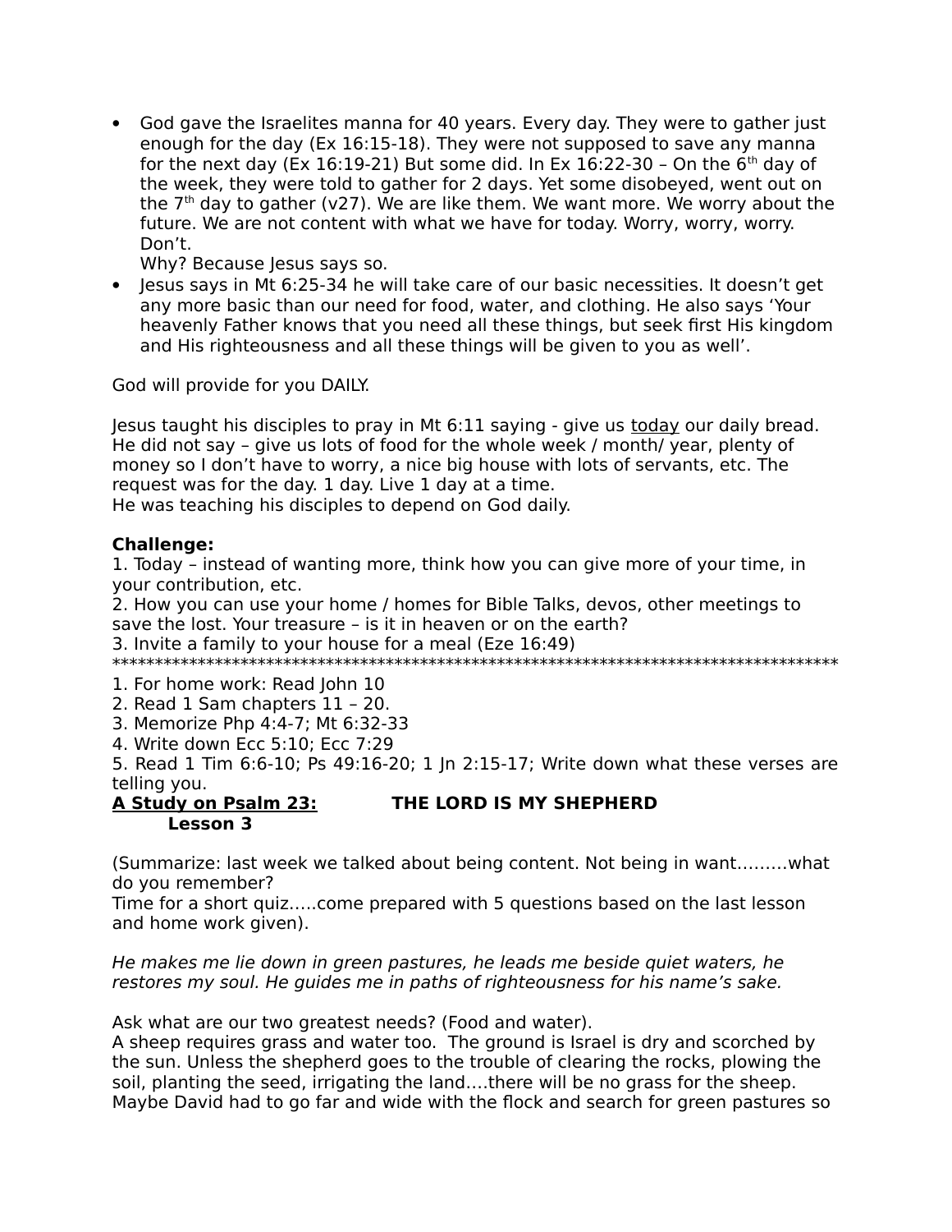- God gave the Israelites manna for 40 years. Every day. They were to gather just enough for the day (Ex 16:15-18). They were not supposed to save any manna for the next day (Ex 16:19-21) But some did. In Ex 16:22-30 – On the 6th day of the week, they were told to gather for 2 days. Yet some disobeyed, went out on the 7th day to gather (v27). We are like them. We want more. We worry about the future. We are not content with what we have for today. Worry, worry, worry. Don't.
  Why? Because Jesus says so.
- Jesus says in Mt 6:25-34 he will take care of our basic necessities. It doesn't get any more basic than our need for food, water, and clothing. He also says 'Your heavenly Father knows that you need all these things, but seek first His kingdom and His righteousness and all these things will be given to you as well'.

God will provide for you DAILY.

Jesus taught his disciples to pray in Mt 6:11 saying - give us <u>today</u> our daily bread. He did not say – give us lots of food for the whole week / month/ year, plenty of money so I don't have to worry, a nice big house with lots of servants, etc. The request was for the day. 1 day. Live 1 day at a time.
He was teaching his disciples to depend on God daily.

**Challenge:**
1. Today – instead of wanting more, think how you can give more of your time, in your contribution, etc.
2. How you can use your home / homes for Bible Talks, devos, other meetings to save the lost. Your treasure – is it in heaven or on the earth?
3. Invite a family to your house for a meal (Eze 16:49)
*****************************************************************************************
1. For home work: Read John 10
2. Read 1 Sam chapters 11 – 20.
3. Memorize Php 4:4-7; Mt 6:32-33
4. Write down Ecc 5:10; Ecc 7:29
5. Read 1 Tim 6:6-10; Ps 49:16-20; 1 Jn 2:15-17; Write down what these verses are telling you.

**<u>A Study on Psalm 23:</u>** **THE LORD IS MY SHEPHERD**
**Lesson 3**

(Summarize: last week we talked about being content. Not being in want.........what do you remember?
Time for a short quiz.....come prepared with 5 questions based on the last lesson and home work given).

*He makes me lie down in green pastures, he leads me beside quiet waters, he restores my soul. He guides me in paths of righteousness for his name's sake.*

Ask what are our two greatest needs? (Food and water).
A sheep requires grass and water too. The ground is Israel is dry and scorched by the sun. Unless the shepherd goes to the trouble of clearing the rocks, plowing the soil, planting the seed, irrigating the land....there will be no grass for the sheep. Maybe David had to go far and wide with the flock and search for green pastures so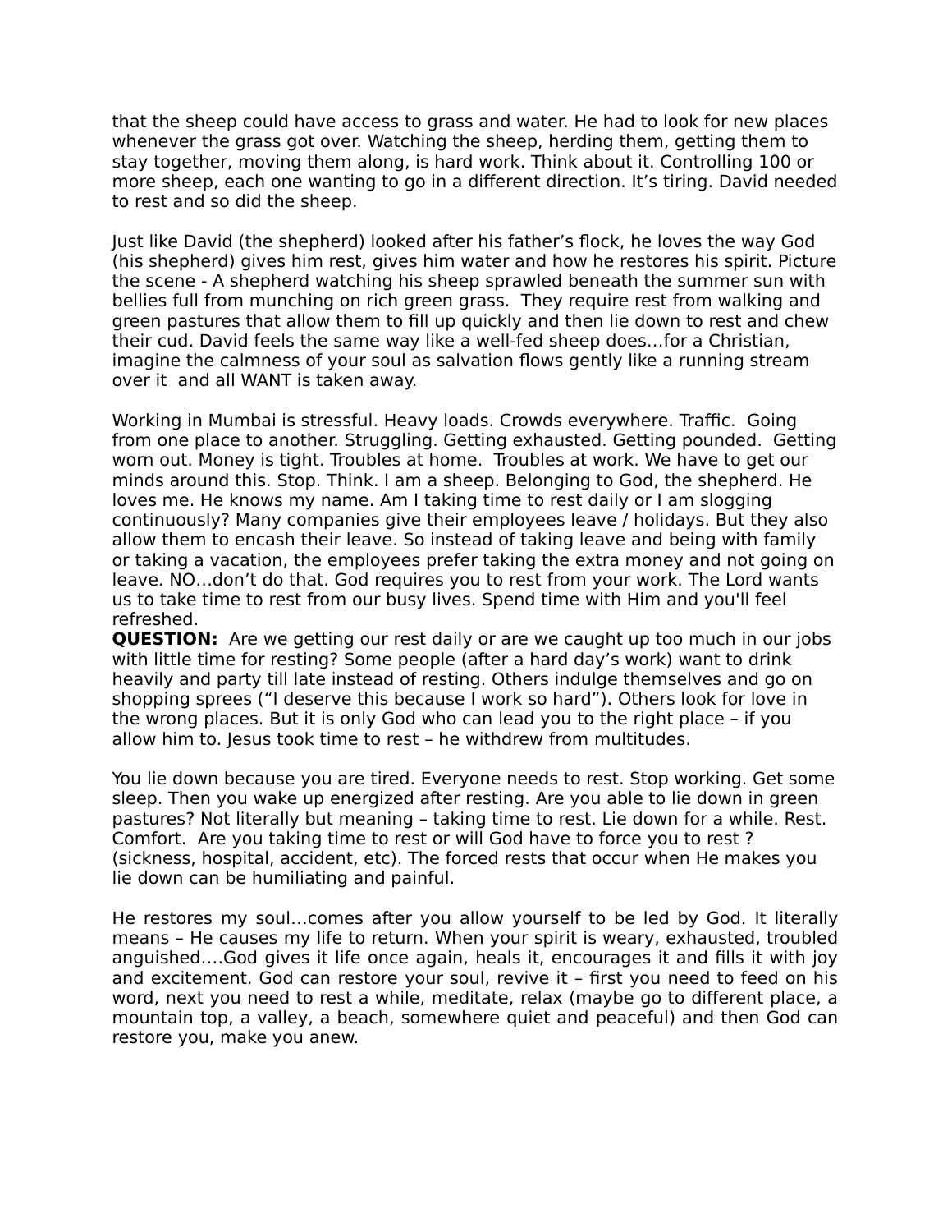that the sheep could have access to grass and water. He had to look for new places whenever the grass got over. Watching the sheep, herding them, getting them to stay together, moving them along, is hard work. Think about it. Controlling 100 or more sheep, each one wanting to go in a different direction. It's tiring. David needed to rest and so did the sheep.

Just like David (the shepherd) looked after his father's flock, he loves the way God (his shepherd) gives him rest, gives him water and how he restores his spirit. Picture the scene - A shepherd watching his sheep sprawled beneath the summer sun with bellies full from munching on rich green grass. They require rest from walking and green pastures that allow them to fill up quickly and then lie down to rest and chew their cud. David feels the same way like a well-fed sheep does…for a Christian, imagine the calmness of your soul as salvation flows gently like a running stream over it and all WANT is taken away.

Working in Mumbai is stressful. Heavy loads. Crowds everywhere. Traffic. Going from one place to another. Struggling. Getting exhausted. Getting pounded. Getting worn out. Money is tight. Troubles at home. Troubles at work. We have to get our minds around this. Stop. Think. I am a sheep. Belonging to God, the shepherd. He loves me. He knows my name. Am I taking time to rest daily or I am slogging continuously? Many companies give their employees leave / holidays. But they also allow them to encash their leave. So instead of taking leave and being with family or taking a vacation, the employees prefer taking the extra money and not going on leave. NO…don't do that. God requires you to rest from your work. The Lord wants us to take time to rest from our busy lives. Spend time with Him and you'll feel refreshed.

**QUESTION:** Are we getting our rest daily or are we caught up too much in our jobs with little time for resting? Some people (after a hard day's work) want to drink heavily and party till late instead of resting. Others indulge themselves and go on shopping sprees ("I deserve this because I work so hard"). Others look for love in the wrong places. But it is only God who can lead you to the right place – if you allow him to. Jesus took time to rest – he withdrew from multitudes.

You lie down because you are tired. Everyone needs to rest. Stop working. Get some sleep. Then you wake up energized after resting. Are you able to lie down in green pastures? Not literally but meaning – taking time to rest. Lie down for a while. Rest. Comfort. Are you taking time to rest or will God have to force you to rest ? (sickness, hospital, accident, etc). The forced rests that occur when He makes you lie down can be humiliating and painful.

He restores my soul…comes after you allow yourself to be led by God. It literally means – He causes my life to return. When your spirit is weary, exhausted, troubled anguished….God gives it life once again, heals it, encourages it and fills it with joy and excitement. God can restore your soul, revive it – first you need to feed on his word, next you need to rest a while, meditate, relax (maybe go to different place, a mountain top, a valley, a beach, somewhere quiet and peaceful) and then God can restore you, make you anew.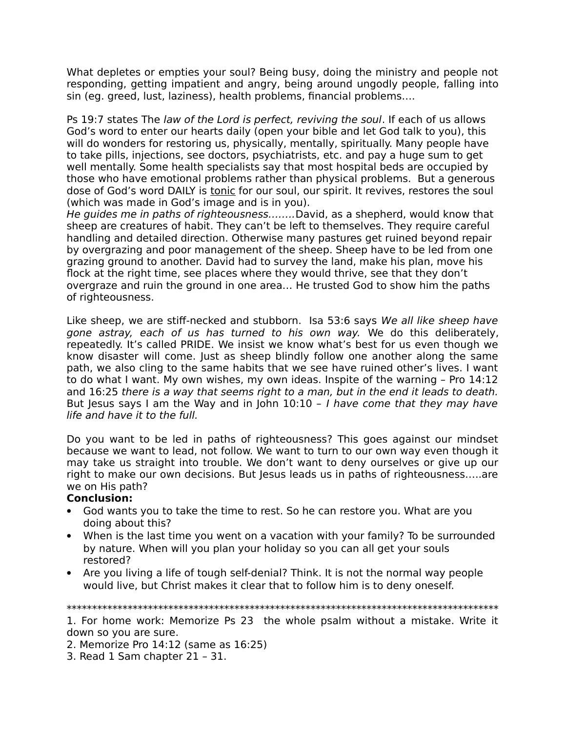What depletes or empties your soul? Being busy, doing the ministry and people not responding, getting impatient and angry, being around ungodly people, falling into sin (eg. greed, lust, laziness), health problems, financial problems….

Ps 19:7 states The *law of the Lord is perfect, reviving the soul*. If each of us allows God's word to enter our hearts daily (open your bible and let God talk to you), this will do wonders for restoring us, physically, mentally, spiritually. Many people have to take pills, injections, see doctors, psychiatrists, etc. and pay a huge sum to get well mentally. Some health specialists say that most hospital beds are occupied by those who have emotional problems rather than physical problems. But a generous dose of God's word DAILY is <u>tonic</u> for our soul, our spirit. It revives, restores the soul (which was made in God's image and is in you).

*He guides me in paths of righteousness……..*David, as a shepherd, would know that sheep are creatures of habit. They can't be left to themselves. They require careful handling and detailed direction. Otherwise many pastures get ruined beyond repair by overgrazing and poor management of the sheep. Sheep have to be led from one grazing ground to another. David had to survey the land, make his plan, move his flock at the right time, see places where they would thrive, see that they don't overgraze and ruin the ground in one area… He trusted God to show him the paths of righteousness.

Like sheep, we are stiff-necked and stubborn. Isa 53:6 says *We all like sheep have gone astray, each of us has turned to his own way.* We do this deliberately, repeatedly. It's called PRIDE. We insist we know what's best for us even though we know disaster will come. Just as sheep blindly follow one another along the same path, we also cling to the same habits that we see have ruined other's lives. I want to do what I want. My own wishes, my own ideas. Inspite of the warning – Pro 14:12 and 16:25 *there is a way that seems right to a man, but in the end it leads to death.* But Jesus says I am the Way and in John 10:10 – *I have come that they may have life and have it to the full.*

Do you want to be led in paths of righteousness? This goes against our mindset because we want to lead, not follow. We want to turn to our own way even though it may take us straight into trouble. We don't want to deny ourselves or give up our right to make our own decisions. But Jesus leads us in paths of righteousness…..are we on His path?

**Conclusion:**

- God wants you to take the time to rest. So he can restore you. What are you doing about this?
- When is the last time you went on a vacation with your family? To be surrounded by nature. When will you plan your holiday so you can all get your souls restored?
- Are you living a life of tough self-denial? Think. It is not the normal way people would live, but Christ makes it clear that to follow him is to deny oneself.

*****************************************************************************************

1. For home work: Memorize Ps 23 the whole psalm without a mistake. Write it down so you are sure.
2. Memorize Pro 14:12 (same as 16:25)
3. Read 1 Sam chapter 21 – 31.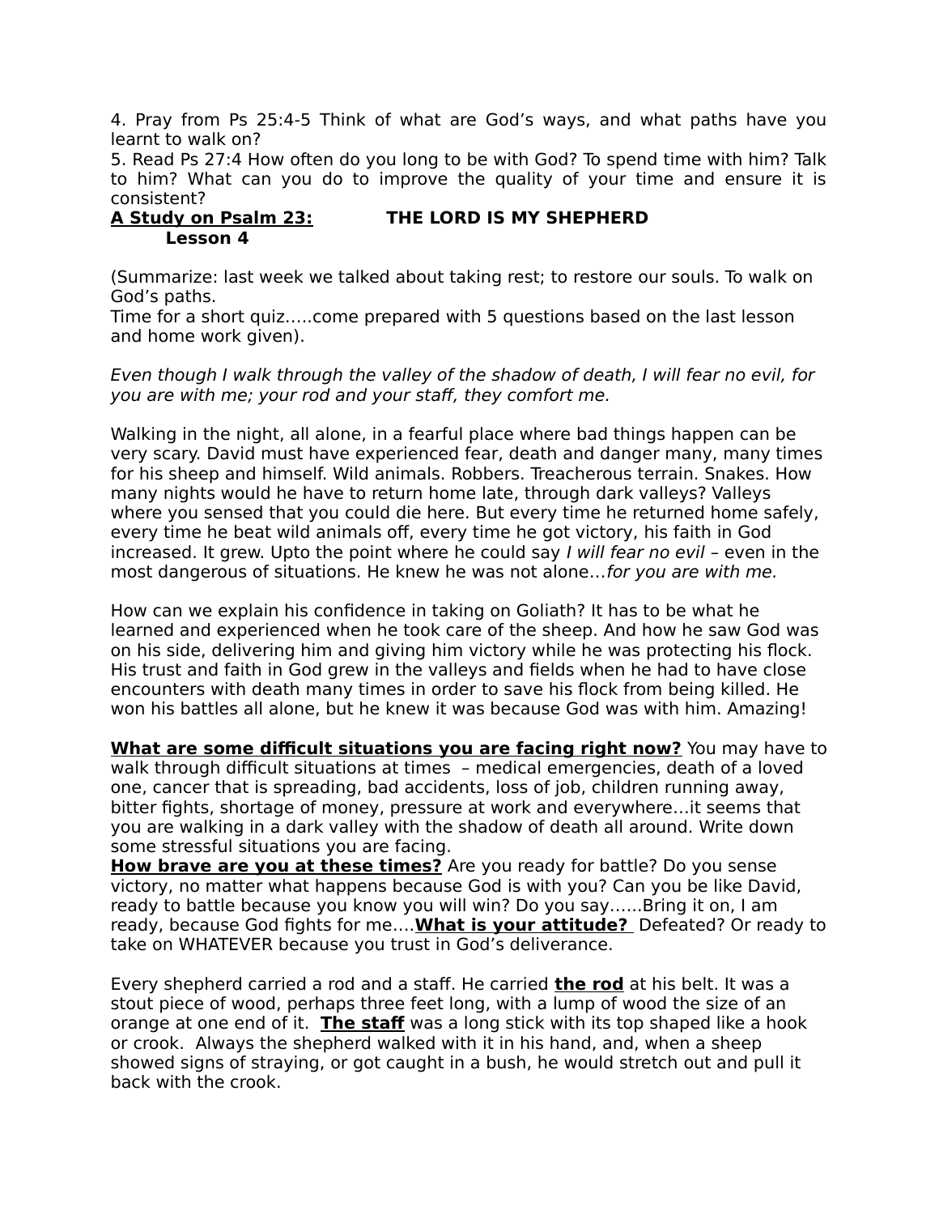4. Pray from Ps 25:4-5 Think of what are God's ways, and what paths have you learnt to walk on?
5. Read Ps 27:4 How often do you long to be with God? To spend time with him? Talk to him? What can you do to improve the quality of your time and ensure it is consistent?

## A Study on Psalm 23: THE LORD IS MY SHEPHERD
### Lesson 4

(Summarize: last week we talked about taking rest; to restore our souls. To walk on God's paths.
Time for a short quiz…..come prepared with 5 questions based on the last lesson and home work given).

*Even though I walk through the valley of the shadow of death, I will fear no evil, for you are with me; your rod and your staff, they comfort me.*

Walking in the night, all alone, in a fearful place where bad things happen can be very scary. David must have experienced fear, death and danger many, many times for his sheep and himself. Wild animals. Robbers. Treacherous terrain. Snakes. How many nights would he have to return home late, through dark valleys? Valleys where you sensed that you could die here. But every time he returned home safely, every time he beat wild animals off, every time he got victory, his faith in God increased. It grew. Upto the point where he could say *I will fear no evil* – even in the most dangerous of situations. He knew he was not alone…*for you are with me.*

How can we explain his confidence in taking on Goliath? It has to be what he learned and experienced when he took care of the sheep. And how he saw God was on his side, delivering him and giving him victory while he was protecting his flock. His trust and faith in God grew in the valleys and fields when he had to have close encounters with death many times in order to save his flock from being killed. He won his battles all alone, but he knew it was because God was with him. Amazing!

**What are some difficult situations you are facing right now?** You may have to walk through difficult situations at times – medical emergencies, death of a loved one, cancer that is spreading, bad accidents, loss of job, children running away, bitter fights, shortage of money, pressure at work and everywhere…it seems that you are walking in a dark valley with the shadow of death all around. Write down some stressful situations you are facing.
**How brave are you at these times?** Are you ready for battle? Do you sense victory, no matter what happens because God is with you? Can you be like David, ready to battle because you know you will win? Do you say……Bring it on, I am ready, because God fights for me….**What is your attitude?** Defeated? Or ready to take on WHATEVER because you trust in God's deliverance.

Every shepherd carried a rod and a staff. He carried **the rod** at his belt. It was a stout piece of wood, perhaps three feet long, with a lump of wood the size of an orange at one end of it. **The staff** was a long stick with its top shaped like a hook or crook. Always the shepherd walked with it in his hand, and, when a sheep showed signs of straying, or got caught in a bush, he would stretch out and pull it back with the crook.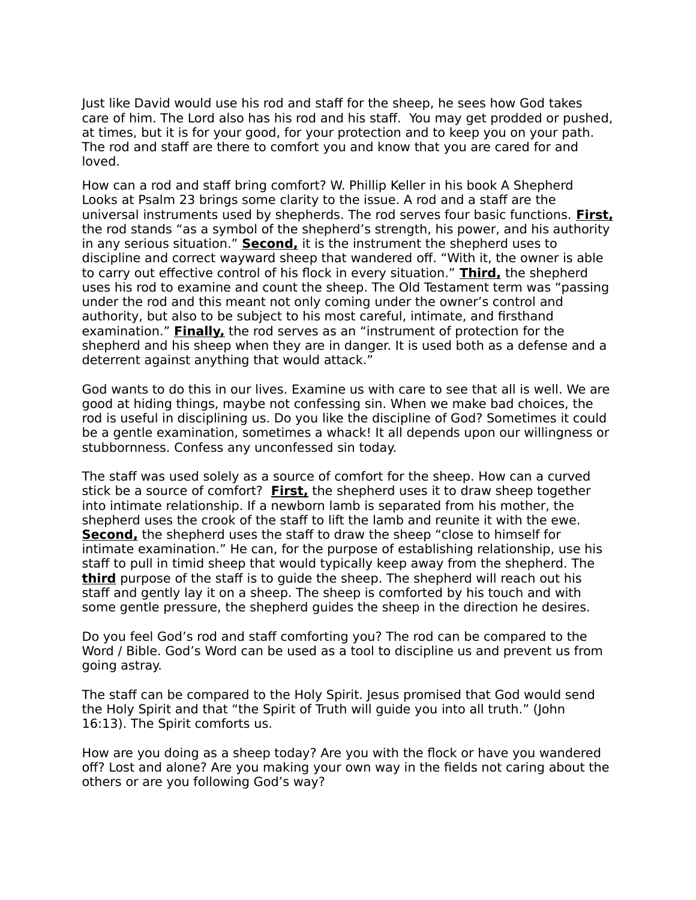Just like David would use his rod and staff for the sheep, he sees how God takes care of him. The Lord also has his rod and his staff. You may get prodded or pushed, at times, but it is for your good, for your protection and to keep you on your path. The rod and staff are there to comfort you and know that you are cared for and loved.

How can a rod and staff bring comfort? W. Phillip Keller in his book A Shepherd Looks at Psalm 23 brings some clarity to the issue. A rod and a staff are the universal instruments used by shepherds. The rod serves four basic functions. **<u>First,</u>** the rod stands "as a symbol of the shepherd's strength, his power, and his authority in any serious situation." **<u>Second,</u>** it is the instrument the shepherd uses to discipline and correct wayward sheep that wandered off. "With it, the owner is able to carry out effective control of his flock in every situation." **<u>Third,</u>** the shepherd uses his rod to examine and count the sheep. The Old Testament term was "passing under the rod and this meant not only coming under the owner's control and authority, but also to be subject to his most careful, intimate, and firsthand examination." **<u>Finally,</u>** the rod serves as an "instrument of protection for the shepherd and his sheep when they are in danger. It is used both as a defense and a deterrent against anything that would attack."

God wants to do this in our lives. Examine us with care to see that all is well. We are good at hiding things, maybe not confessing sin. When we make bad choices, the rod is useful in disciplining us. Do you like the discipline of God? Sometimes it could be a gentle examination, sometimes a whack! It all depends upon our willingness or stubbornness. Confess any unconfessed sin today.

The staff was used solely as a source of comfort for the sheep. How can a curved stick be a source of comfort? **<u>First,</u>** the shepherd uses it to draw sheep together into intimate relationship. If a newborn lamb is separated from his mother, the shepherd uses the crook of the staff to lift the lamb and reunite it with the ewe. **<u>Second,</u>** the shepherd uses the staff to draw the sheep "close to himself for intimate examination." He can, for the purpose of establishing relationship, use his staff to pull in timid sheep that would typically keep away from the shepherd. The **<u>third</u>** purpose of the staff is to guide the sheep. The shepherd will reach out his staff and gently lay it on a sheep. The sheep is comforted by his touch and with some gentle pressure, the shepherd guides the sheep in the direction he desires.

Do you feel God's rod and staff comforting you? The rod can be compared to the Word / Bible. God's Word can be used as a tool to discipline us and prevent us from going astray.

The staff can be compared to the Holy Spirit. Jesus promised that God would send the Holy Spirit and that "the Spirit of Truth will guide you into all truth." (John 16:13). The Spirit comforts us.

How are you doing as a sheep today? Are you with the flock or have you wandered off? Lost and alone? Are you making your own way in the fields not caring about the others or are you following God's way?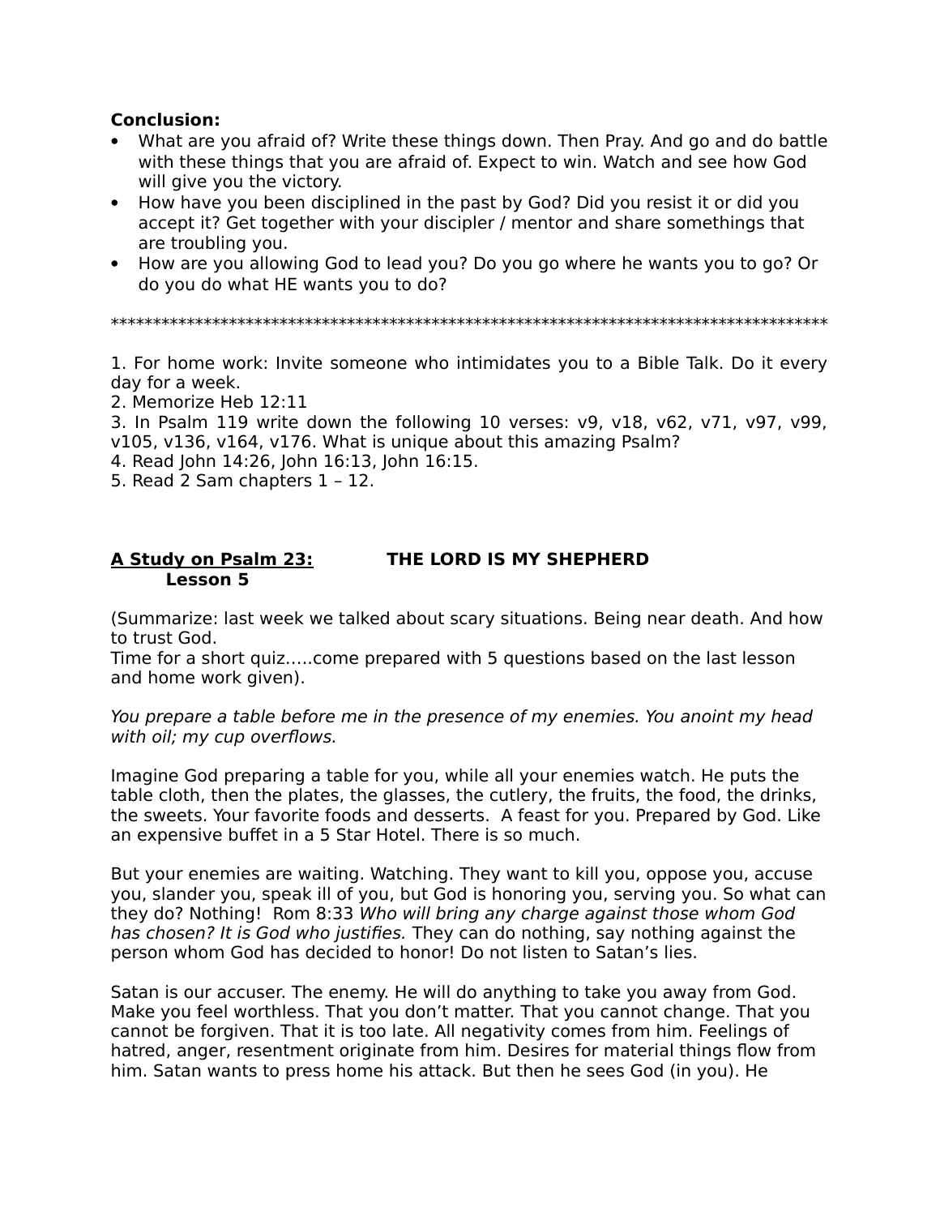**Conclusion:**

- What are you afraid of? Write these things down. Then Pray. And go and do battle with these things that you are afraid of. Expect to win. Watch and see how God will give you the victory.
- How have you been disciplined in the past by God? Did you resist it or did you accept it? Get together with your discipler / mentor and share somethings that are troubling you.
- How are you allowing God to lead you? Do you go where he wants you to go? Or do you do what HE wants you to do?

******************************************************************************************

1. For home work: Invite someone who intimidates you to a Bible Talk. Do it every day for a week.
2. Memorize Heb 12:11
3. In Psalm 119 write down the following 10 verses: v9, v18, v62, v71, v97, v99, v105, v136, v164, v176. What is unique about this amazing Psalm?
4. Read John 14:26, John 16:13, John 16:15.
5. Read 2 Sam chapters 1 – 12.

**<u>A Study on Psalm 23:</u>** **THE LORD IS MY SHEPHERD**
**Lesson 5**

(Summarize: last week we talked about scary situations. Being near death. And how to trust God.
Time for a short quiz…..come prepared with 5 questions based on the last lesson and home work given).

*You prepare a table before me in the presence of my enemies. You anoint my head with oil; my cup overflows.*

Imagine God preparing a table for you, while all your enemies watch. He puts the table cloth, then the plates, the glasses, the cutlery, the fruits, the food, the drinks, the sweets. Your favorite foods and desserts. A feast for you. Prepared by God. Like an expensive buffet in a 5 Star Hotel. There is so much.

But your enemies are waiting. Watching. They want to kill you, oppose you, accuse you, slander you, speak ill of you, but God is honoring you, serving you. So what can they do? Nothing! Rom 8:33 *Who will bring any charge against those whom God has chosen? It is God who justifies.* They can do nothing, say nothing against the person whom God has decided to honor! Do not listen to Satan's lies.

Satan is our accuser. The enemy. He will do anything to take you away from God. Make you feel worthless. That you don't matter. That you cannot change. That you cannot be forgiven. That it is too late. All negativity comes from him. Feelings of hatred, anger, resentment originate from him. Desires for material things flow from him. Satan wants to press home his attack. But then he sees God (in you). He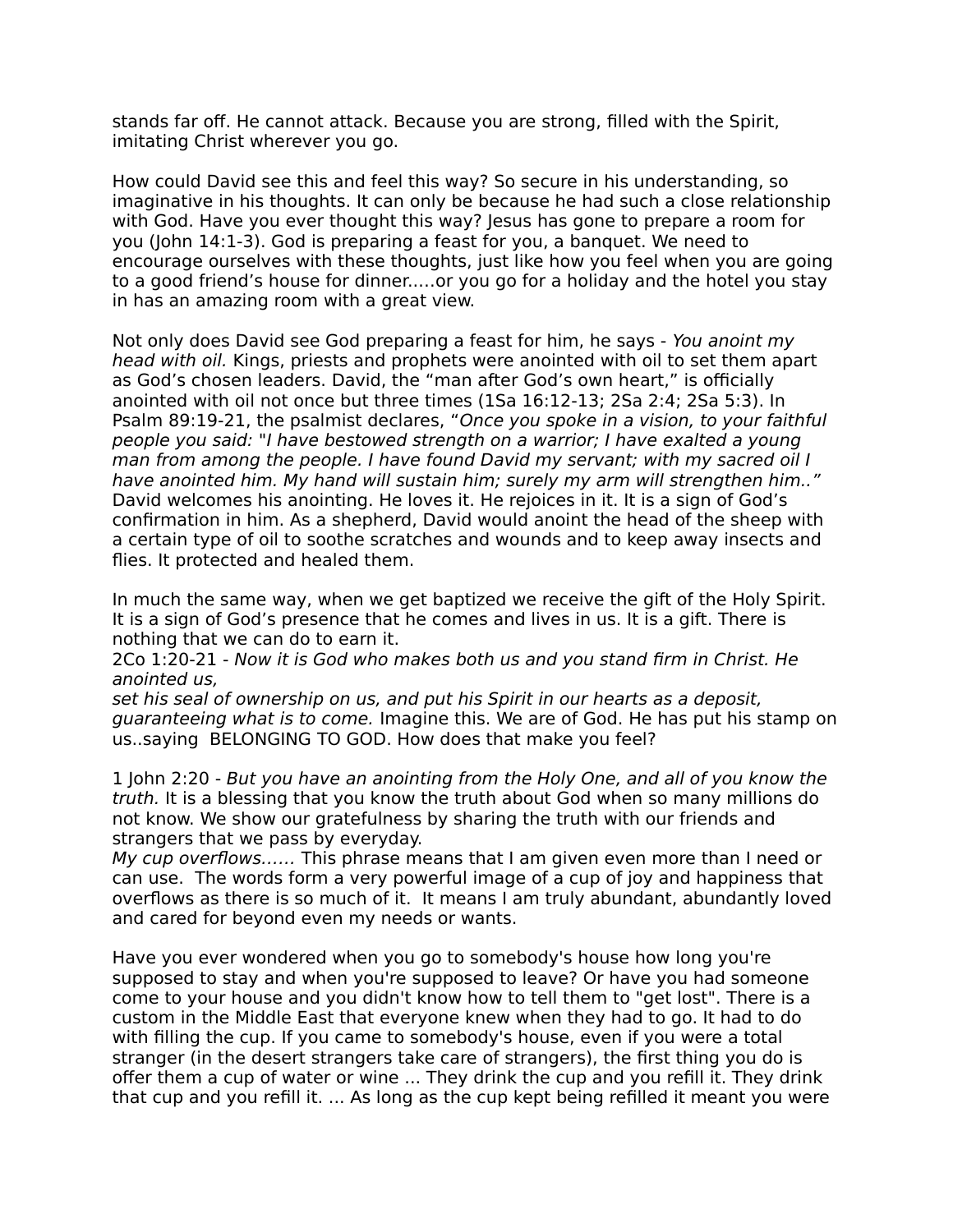stands far off. He cannot attack. Because you are strong, filled with the Spirit, imitating Christ wherever you go.

How could David see this and feel this way? So secure in his understanding, so imaginative in his thoughts. It can only be because he had such a close relationship with God. Have you ever thought this way? Jesus has gone to prepare a room for you (John 14:1-3). God is preparing a feast for you, a banquet. We need to encourage ourselves with these thoughts, just like how you feel when you are going to a good friend's house for dinner.....or you go for a holiday and the hotel you stay in has an amazing room with a great view.

Not only does David see God preparing a feast for him, he says - *You anoint my head with oil.* Kings, priests and prophets were anointed with oil to set them apart as God's chosen leaders. David, the "man after God's own heart," is officially anointed with oil not once but three times (1Sa 16:12-13; 2Sa 2:4; 2Sa 5:3). In Psalm 89:19-21, the psalmist declares, "*Once you spoke in a vision, to your faithful people you said: "I have bestowed strength on a warrior; I have exalted a young man from among the people. I have found David my servant; with my sacred oil I have anointed him. My hand will sustain him; surely my arm will strengthen him.."* David welcomes his anointing. He loves it. He rejoices in it. It is a sign of God's confirmation in him. As a shepherd, David would anoint the head of the sheep with a certain type of oil to soothe scratches and wounds and to keep away insects and flies. It protected and healed them.

In much the same way, when we get baptized we receive the gift of the Holy Spirit. It is a sign of God's presence that he comes and lives in us. It is a gift. There is nothing that we can do to earn it.
2Co 1:20-21 - *Now it is God who makes both us and you stand firm in Christ. He anointed us,*
*set his seal of ownership on us, and put his Spirit in our hearts as a deposit, guaranteeing what is to come.* Imagine this. We are of God. He has put his stamp on us..saying BELONGING TO GOD. How does that make you feel?

1 John 2:20 - *But you have an anointing from the Holy One, and all of you know the truth.* It is a blessing that you know the truth about God when so many millions do not know. We show our gratefulness by sharing the truth with our friends and strangers that we pass by everyday.
*My cup overflows......* This phrase means that I am given even more than I need or can use. The words form a very powerful image of a cup of joy and happiness that overflows as there is so much of it. It means I am truly abundant, abundantly loved and cared for beyond even my needs or wants.

Have you ever wondered when you go to somebody's house how long you're supposed to stay and when you're supposed to leave? Or have you had someone come to your house and you didn't know how to tell them to "get lost". There is a custom in the Middle East that everyone knew when they had to go. It had to do with filling the cup. If you came to somebody's house, even if you were a total stranger (in the desert strangers take care of strangers), the first thing you do is offer them a cup of water or wine ... They drink the cup and you refill it. They drink that cup and you refill it. ... As long as the cup kept being refilled it meant you were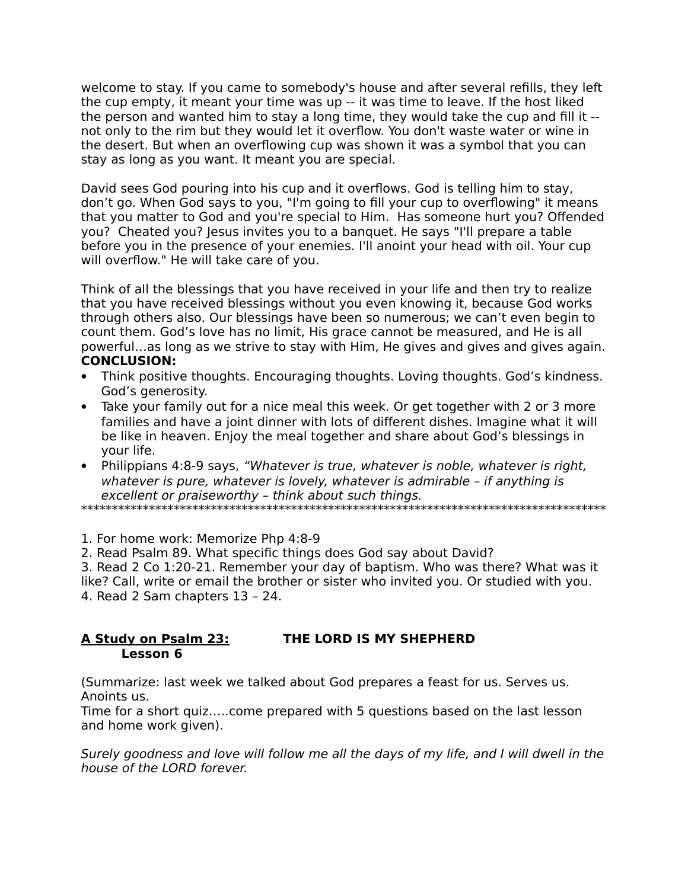welcome to stay. If you came to somebody's house and after several refills, they left the cup empty, it meant your time was up -- it was time to leave. If the host liked the person and wanted him to stay a long time, they would take the cup and fill it -- not only to the rim but they would let it overflow. You don't waste water or wine in the desert. But when an overflowing cup was shown it was a symbol that you can stay as long as you want. It meant you are special.

David sees God pouring into his cup and it overflows. God is telling him to stay, don't go. When God says to you, "I'm going to fill your cup to overflowing" it means that you matter to God and you're special to Him. Has someone hurt you? Offended you? Cheated you? Jesus invites you to a banquet. He says "I'll prepare a table before you in the presence of your enemies. I'll anoint your head with oil. Your cup will overflow." He will take care of you.

Think of all the blessings that you have received in your life and then try to realize that you have received blessings without you even knowing it, because God works through others also. Our blessings have been so numerous; we can't even begin to count them. God's love has no limit, His grace cannot be measured, and He is all powerful…as long as we strive to stay with Him, He gives and gives and gives again.

**CONCLUSION:**

- Think positive thoughts. Encouraging thoughts. Loving thoughts. God's kindness. God's generosity.
- Take your family out for a nice meal this week. Or get together with 2 or 3 more families and have a joint dinner with lots of different dishes. Imagine what it will be like in heaven. Enjoy the meal together and share about God's blessings in your life.
- Philippians 4:8-9 says, *"Whatever is true, whatever is noble, whatever is right, whatever is pure, whatever is lovely, whatever is admirable – if anything is excellent or praiseworthy – think about such things.*

*****************************************************************************************

1. For home work: Memorize Php 4:8-9
2. Read Psalm 89. What specific things does God say about David?
3. Read 2 Co 1:20-21. Remember your day of baptism. Who was there? What was it like? Call, write or email the brother or sister who invited you. Or studied with you.
4. Read 2 Sam chapters 13 – 24.

## <u>A Study on Psalm 23:</u> THE LORD IS MY SHEPHERD

**Lesson 6**

(Summarize: last week we talked about God prepares a feast for us. Serves us. Anoints us.
Time for a short quiz…..come prepared with 5 questions based on the last lesson and home work given).

*Surely goodness and love will follow me all the days of my life, and I will dwell in the house of the LORD forever.*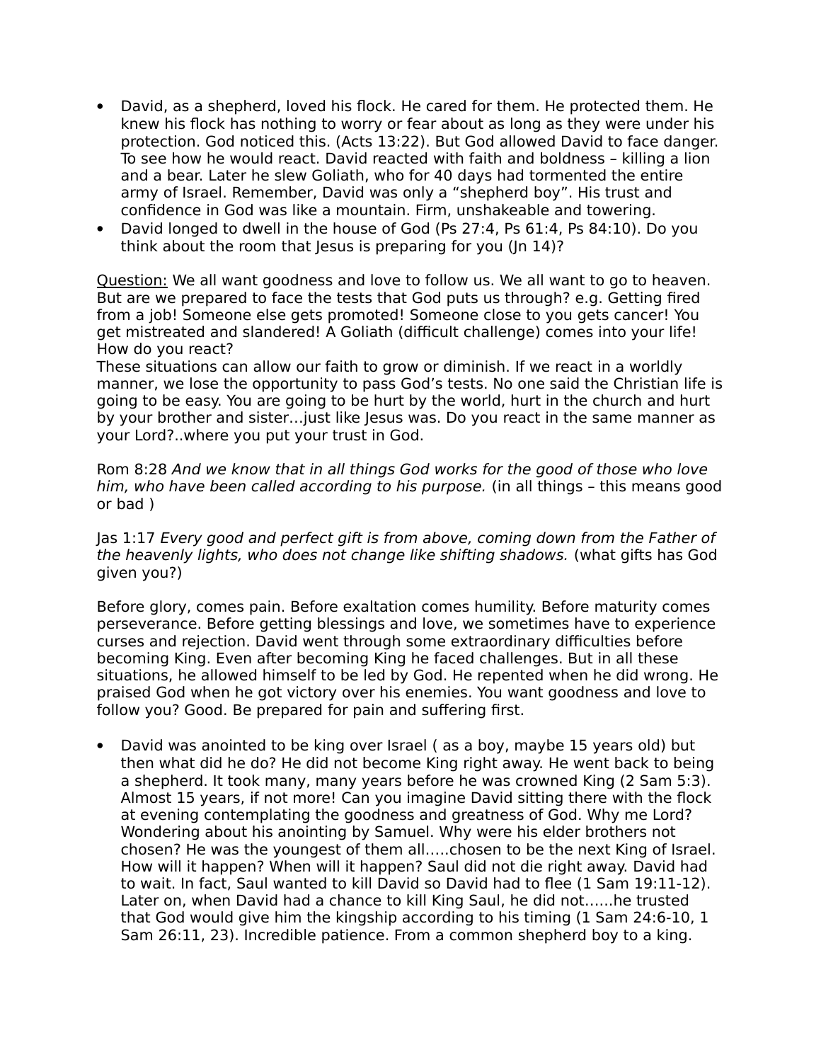- David, as a shepherd, loved his flock. He cared for them. He protected them. He knew his flock has nothing to worry or fear about as long as they were under his protection. God noticed this. (Acts 13:22). But God allowed David to face danger. To see how he would react. David reacted with faith and boldness – killing a lion and a bear. Later he slew Goliath, who for 40 days had tormented the entire army of Israel. Remember, David was only a "shepherd boy". His trust and confidence in God was like a mountain. Firm, unshakeable and towering.
- David longed to dwell in the house of God (Ps 27:4, Ps 61:4, Ps 84:10). Do you think about the room that Jesus is preparing for you (Jn 14)?

<u>Question:</u> We all want goodness and love to follow us. We all want to go to heaven. But are we prepared to face the tests that God puts us through? e.g. Getting fired from a job! Someone else gets promoted! Someone close to you gets cancer! You get mistreated and slandered! A Goliath (difficult challenge) comes into your life! How do you react?
These situations can allow our faith to grow or diminish. If we react in a worldly manner, we lose the opportunity to pass God's tests. No one said the Christian life is going to be easy. You are going to be hurt by the world, hurt in the church and hurt by your brother and sister…just like Jesus was. Do you react in the same manner as your Lord?..where you put your trust in God.

Rom 8:28 *And we know that in all things God works for the good of those who love him, who have been called according to his purpose.* (in all things – this means good or bad )

Jas 1:17 *Every good and perfect gift is from above, coming down from the Father of the heavenly lights, who does not change like shifting shadows.* (what gifts has God given you?)

Before glory, comes pain. Before exaltation comes humility. Before maturity comes perseverance. Before getting blessings and love, we sometimes have to experience curses and rejection. David went through some extraordinary difficulties before becoming King. Even after becoming King he faced challenges. But in all these situations, he allowed himself to be led by God. He repented when he did wrong. He praised God when he got victory over his enemies. You want goodness and love to follow you? Good. Be prepared for pain and suffering first.

- David was anointed to be king over Israel ( as a boy, maybe 15 years old) but then what did he do? He did not become King right away. He went back to being a shepherd. It took many, many years before he was crowned King (2 Sam 5:3). Almost 15 years, if not more! Can you imagine David sitting there with the flock at evening contemplating the goodness and greatness of God. Why me Lord? Wondering about his anointing by Samuel. Why were his elder brothers not chosen? He was the youngest of them all…..chosen to be the next King of Israel. How will it happen? When will it happen? Saul did not die right away. David had to wait. In fact, Saul wanted to kill David so David had to flee (1 Sam 19:11-12). Later on, when David had a chance to kill King Saul, he did not……he trusted that God would give him the kingship according to his timing (1 Sam 24:6-10, 1 Sam 26:11, 23). Incredible patience. From a common shepherd boy to a king.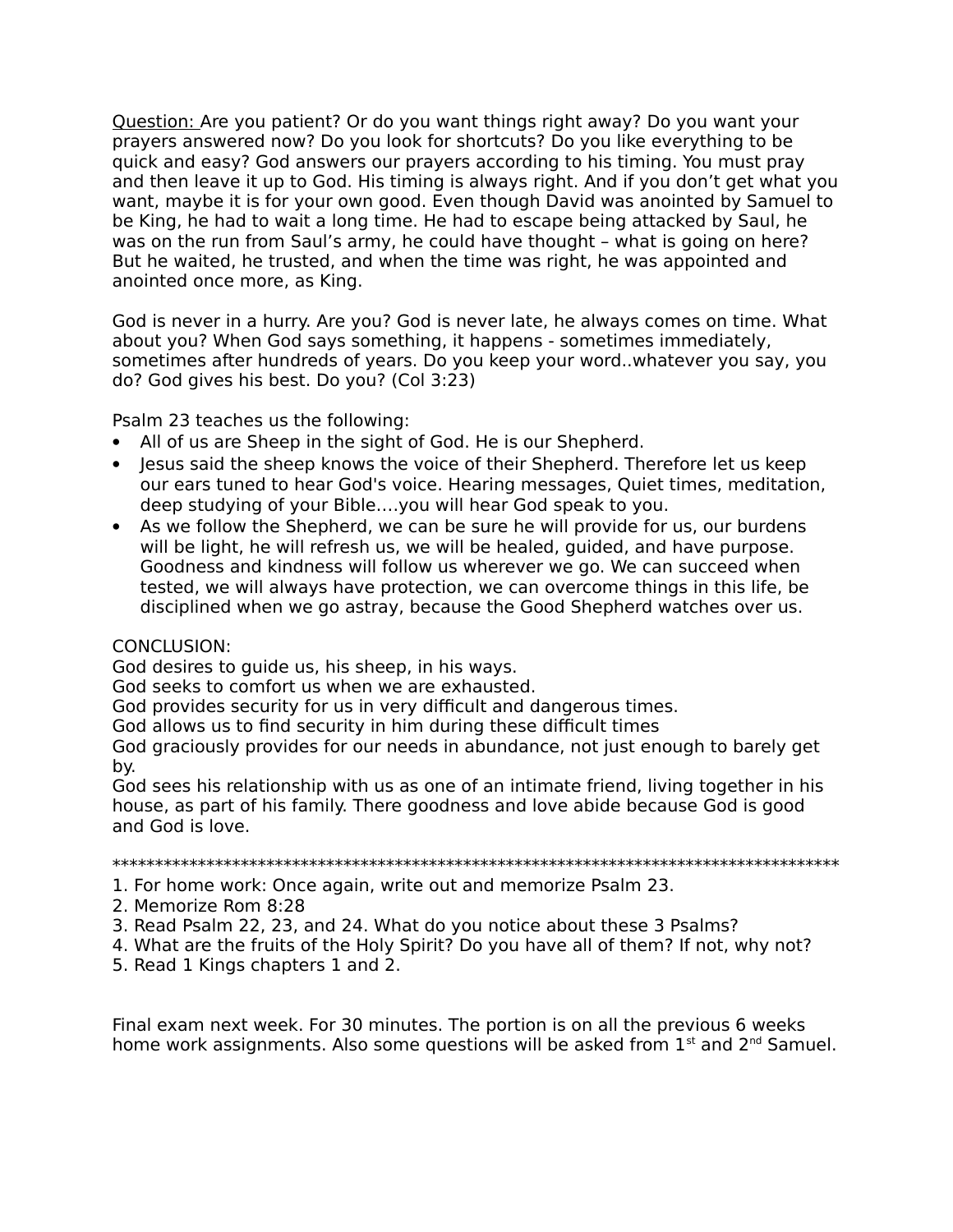<u>Question:</u> Are you patient? Or do you want things right away? Do you want your prayers answered now? Do you look for shortcuts? Do you like everything to be quick and easy? God answers our prayers according to his timing. You must pray and then leave it up to God. His timing is always right. And if you don't get what you want, maybe it is for your own good. Even though David was anointed by Samuel to be King, he had to wait a long time. He had to escape being attacked by Saul, he was on the run from Saul's army, he could have thought – what is going on here? But he waited, he trusted, and when the time was right, he was appointed and anointed once more, as King.

God is never in a hurry. Are you? God is never late, he always comes on time. What about you? When God says something, it happens - sometimes immediately, sometimes after hundreds of years. Do you keep your word..whatever you say, you do? God gives his best. Do you? (Col 3:23)

Psalm 23 teaches us the following:

- All of us are Sheep in the sight of God. He is our Shepherd.
- Jesus said the sheep knows the voice of their Shepherd. Therefore let us keep our ears tuned to hear God's voice. Hearing messages, Quiet times, meditation, deep studying of your Bible….you will hear God speak to you.
- As we follow the Shepherd, we can be sure he will provide for us, our burdens will be light, he will refresh us, we will be healed, guided, and have purpose. Goodness and kindness will follow us wherever we go. We can succeed when tested, we will always have protection, we can overcome things in this life, be disciplined when we go astray, because the Good Shepherd watches over us.

CONCLUSION:
God desires to guide us, his sheep, in his ways.
God seeks to comfort us when we are exhausted.
God provides security for us in very difficult and dangerous times.
God allows us to find security in him during these difficult times
God graciously provides for our needs in abundance, not just enough to barely get by.
God sees his relationship with us as one of an intimate friend, living together in his house, as part of his family. There goodness and love abide because God is good and God is love.

*****************************************************************************************

1. For home work: Once again, write out and memorize Psalm 23.
2. Memorize Rom 8:28
3. Read Psalm 22, 23, and 24. What do you notice about these 3 Psalms?
4. What are the fruits of the Holy Spirit? Do you have all of them? If not, why not?
5. Read 1 Kings chapters 1 and 2.

Final exam next week. For 30 minutes. The portion is on all the previous 6 weeks home work assignments. Also some questions will be asked from 1st and 2nd Samuel.